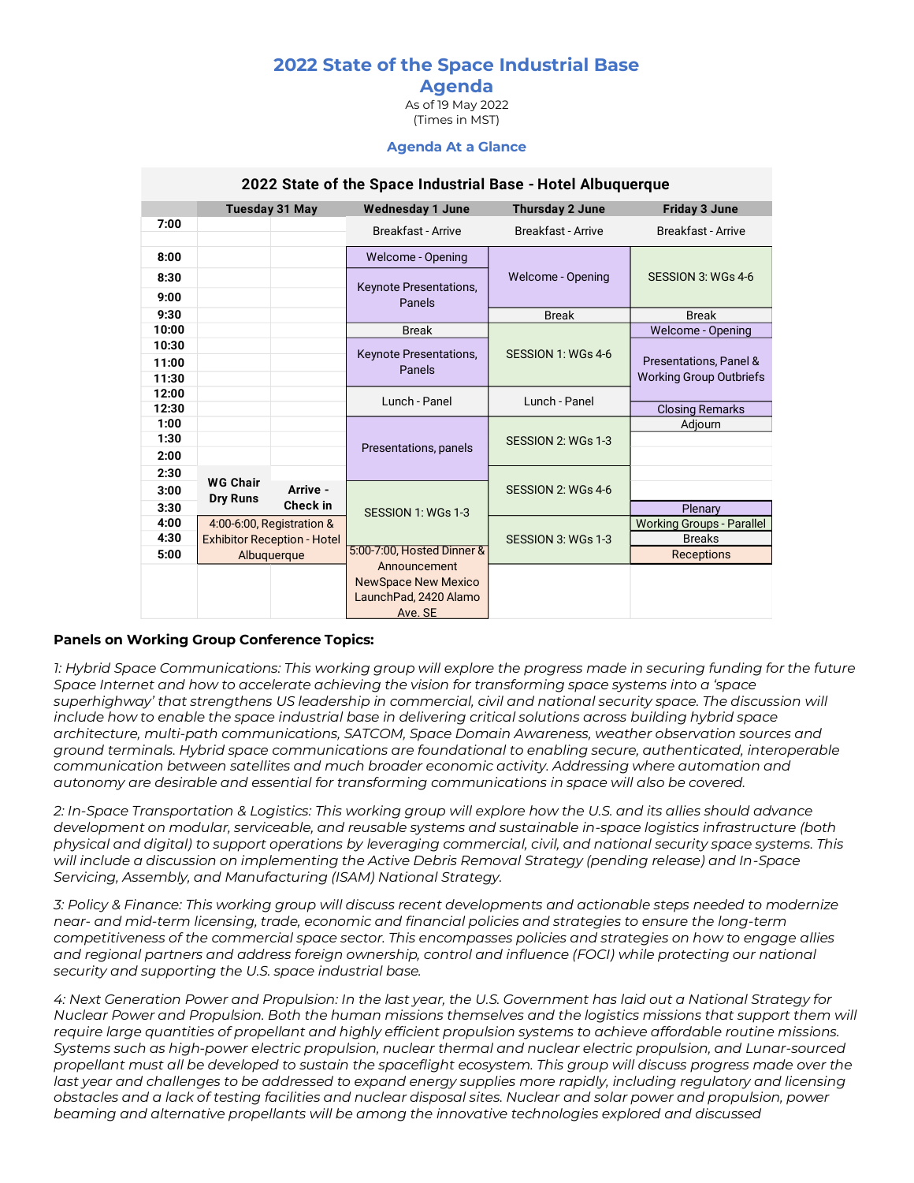# 2022 State of the Space Industrial Base Agenda

As of 19 May 2022
(Times in MST)

### Agenda At a Glance

**2022 State of the Space Industrial Base - Hotel Albuquerque**

| | Tuesday 31 May | | Wednesday 1 June | Thursday 2 June | Friday 3 June |
|---|---|---|---|---|---|
| 7:00 | | | Breakfast - Arrive | Breakfast - Arrive | Breakfast - Arrive |
| 8:00 | | | Welcome - Opening | Welcome - Opening | SESSION 3: WGs 4-6 |
| 8:30 | | | Keynote Presentations, Panels | | |
| 9:00 | | | | | |
| 9:30 | | | | Break | Break |
| 10:00 | | | Break | SESSION 1: WGs 4-6 | Welcome - Opening |
| 10:30 | | | Keynote Presentations, Panels | | Presentations, Panel & Working Group Outbriefs |
| 11:00 | | | | | |
| 11:30 | | | | | |
| 12:00 | | | Lunch - Panel | Lunch - Panel | |
| 12:30 | | | | | Closing Remarks |
| 1:00 | | | Presentations, panels | SESSION 2: WGs 1-3 | Adjourn |
| 1:30 | | | | | |
| 2:00 | | | | | |
| 2:30 | WG Chair Dry Runs | | | SESSION 2: WGs 4-6 | |
| 3:00 | | Arrive - Check in | SESSION 1: WGs 1-3 | | |
| 3:30 | | | | | Plenary |
| 4:00 | 4:00-6:00, Registration & Exhibitor Reception - Hotel Albuquerque | | | SESSION 3: WGs 1-3 | Working Groups - Parallel |
| 4:30 | | | | | Breaks |
| 5:00 | | | 5:00-7:00, Hosted Dinner & Announcement NewSpace New Mexico LaunchPad, 2420 Alamo Ave. SE | | Receptions |

**Panels on Working Group Conference Topics:**

*1: Hybrid Space Communications: This working group will explore the progress made in securing funding for the future Space Internet and how to accelerate achieving the vision for transforming space systems into a 'space superhighway' that strengthens US leadership in commercial, civil and national security space. The discussion will include how to enable the space industrial base in delivering critical solutions across building hybrid space architecture, multi-path communications, SATCOM, Space Domain Awareness, weather observation sources and ground terminals. Hybrid space communications are foundational to enabling secure, authenticated, interoperable communication between satellites and much broader economic activity. Addressing where automation and autonomy are desirable and essential for transforming communications in space will also be covered.*

*2: In-Space Transportation & Logistics: This working group will explore how the U.S. and its allies should advance development on modular, serviceable, and reusable systems and sustainable in-space logistics infrastructure (both physical and digital) to support operations by leveraging commercial, civil, and national security space systems. This will include a discussion on implementing the Active Debris Removal Strategy (pending release) and In-Space Servicing, Assembly, and Manufacturing (ISAM) National Strategy.*

*3: Policy & Finance: This working group will discuss recent developments and actionable steps needed to modernize near- and mid-term licensing, trade, economic and financial policies and strategies to ensure the long-term competitiveness of the commercial space sector. This encompasses policies and strategies on how to engage allies and regional partners and address foreign ownership, control and influence (FOCI) while protecting our national security and supporting the U.S. space industrial base.*

*4: Next Generation Power and Propulsion: In the last year, the U.S. Government has laid out a National Strategy for Nuclear Power and Propulsion. Both the human missions themselves and the logistics missions that support them will require large quantities of propellant and highly efficient propulsion systems to achieve affordable routine missions. Systems such as high-power electric propulsion, nuclear thermal and nuclear electric propulsion, and Lunar-sourced propellant must all be developed to sustain the spaceflight ecosystem. This group will discuss progress made over the last year and challenges to be addressed to expand energy supplies more rapidly, including regulatory and licensing obstacles and a lack of testing facilities and nuclear disposal sites. Nuclear and solar power and propulsion, power beaming and alternative propellants will be among the innovative technologies explored and discussed*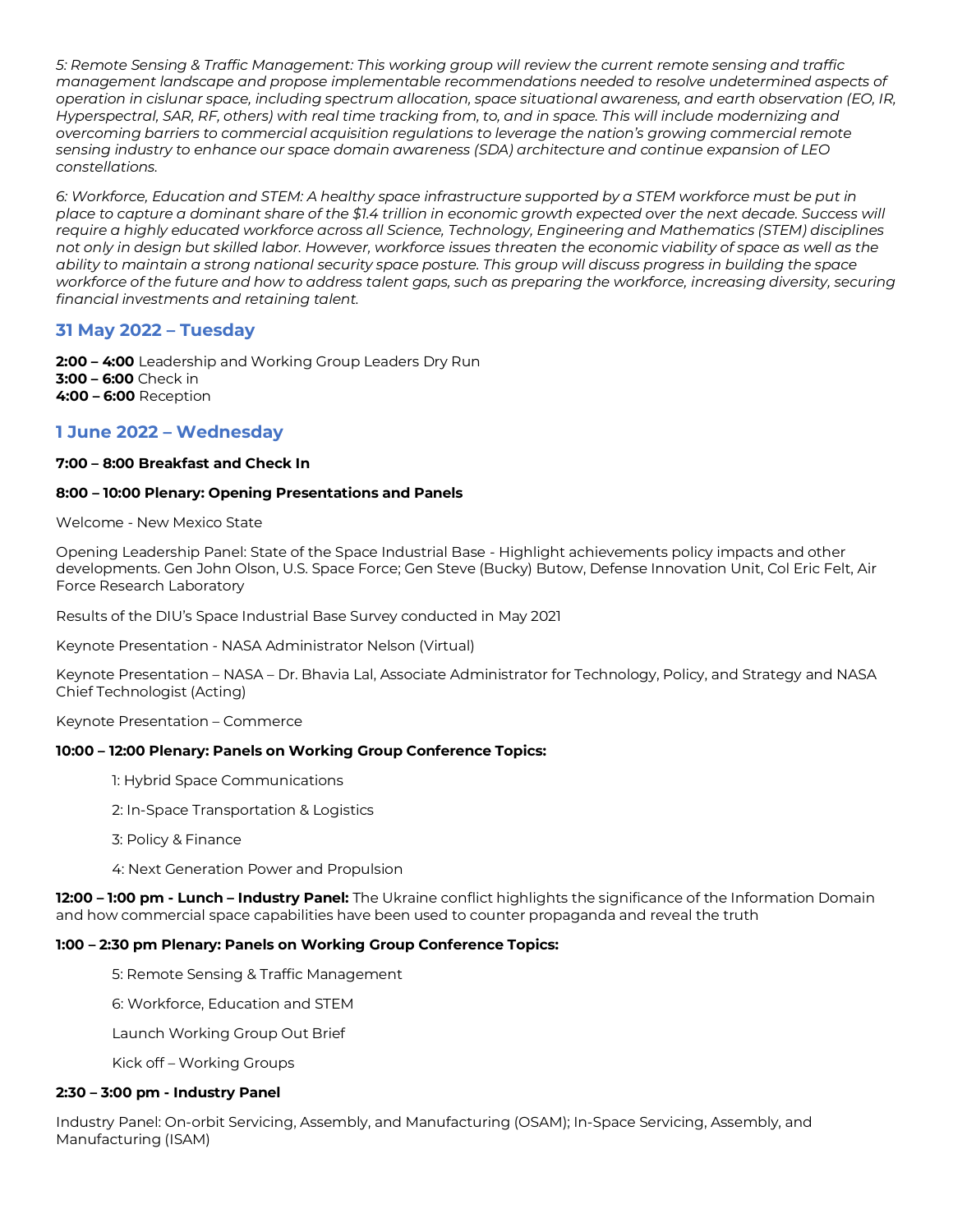*5: Remote Sensing & Traffic Management: This working group will review the current remote sensing and traffic management landscape and propose implementable recommendations needed to resolve undetermined aspects of operation in cislunar space, including spectrum allocation, space situational awareness, and earth observation (EO, IR, Hyperspectral, SAR, RF, others) with real time tracking from, to, and in space. This will include modernizing and overcoming barriers to commercial acquisition regulations to leverage the nation's growing commercial remote sensing industry to enhance our space domain awareness (SDA) architecture and continue expansion of LEO constellations.*

*6: Workforce, Education and STEM: A healthy space infrastructure supported by a STEM workforce must be put in place to capture a dominant share of the $1.4 trillion in economic growth expected over the next decade. Success will require a highly educated workforce across all Science, Technology, Engineering and Mathematics (STEM) disciplines not only in design but skilled labor. However, workforce issues threaten the economic viability of space as well as the ability to maintain a strong national security space posture. This group will discuss progress in building the space workforce of the future and how to address talent gaps, such as preparing the workforce, increasing diversity, securing financial investments and retaining talent.*

## 31 May 2022 – Tuesday

**2:00 – 4:00** Leadership and Working Group Leaders Dry Run
**3:00 – 6:00** Check in
**4:00 – 6:00** Reception

## 1 June 2022 – Wednesday

**7:00 – 8:00 Breakfast and Check In**

**8:00 – 10:00 Plenary: Opening Presentations and Panels**

Welcome - New Mexico State

Opening Leadership Panel: State of the Space Industrial Base - Highlight achievements policy impacts and other developments. Gen John Olson, U.S. Space Force; Gen Steve (Bucky) Butow, Defense Innovation Unit, Col Eric Felt, Air Force Research Laboratory

Results of the DIU's Space Industrial Base Survey conducted in May 2021

Keynote Presentation - NASA Administrator Nelson (Virtual)

Keynote Presentation – NASA – Dr. Bhavia Lal, Associate Administrator for Technology, Policy, and Strategy and NASA Chief Technologist (Acting)

Keynote Presentation – Commerce

**10:00 – 12:00 Plenary: Panels on Working Group Conference Topics:**

1: Hybrid Space Communications

2: In-Space Transportation & Logistics

3: Policy & Finance

4: Next Generation Power and Propulsion

**12:00 – 1:00 pm - Lunch – Industry Panel:** The Ukraine conflict highlights the significance of the Information Domain and how commercial space capabilities have been used to counter propaganda and reveal the truth

**1:00 – 2:30 pm Plenary: Panels on Working Group Conference Topics:**

5: Remote Sensing & Traffic Management

6: Workforce, Education and STEM

Launch Working Group Out Brief

Kick off – Working Groups

**2:30 – 3:00 pm - Industry Panel**

Industry Panel: On-orbit Servicing, Assembly, and Manufacturing (OSAM); In-Space Servicing, Assembly, and Manufacturing (ISAM)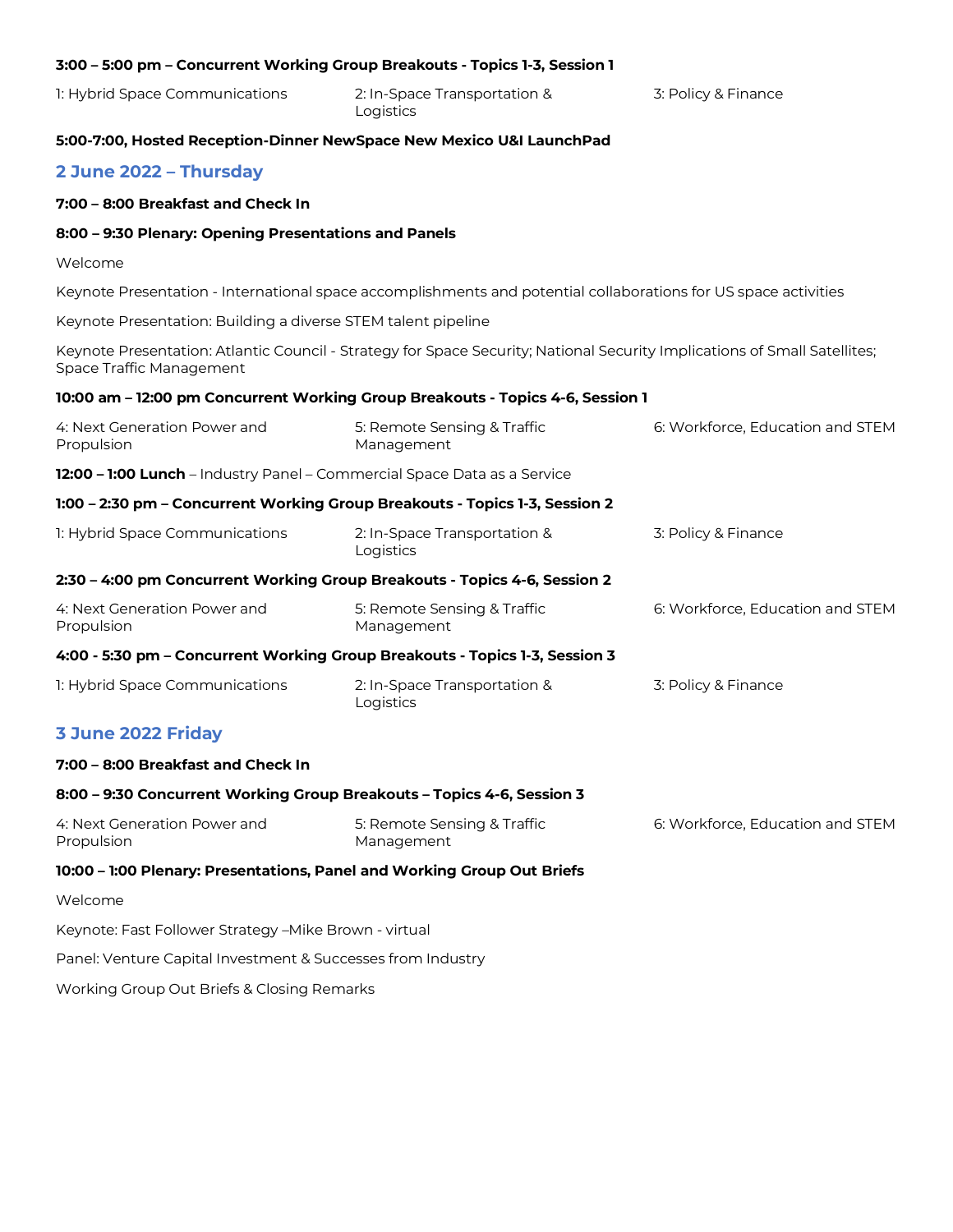**3:00 – 5:00 pm – Concurrent Working Group Breakouts - Topics 1-3, Session 1**

1: Hybrid Space Communications | 2: In-Space Transportation & Logistics | 3: Policy & Finance

**5:00-7:00, Hosted Reception-Dinner NewSpace New Mexico U&I LaunchPad**

## 2 June 2022 – Thursday

**7:00 – 8:00 Breakfast and Check In**

**8:00 – 9:30 Plenary: Opening Presentations and Panels**

Welcome

Keynote Presentation - International space accomplishments and potential collaborations for US space activities

Keynote Presentation: Building a diverse STEM talent pipeline

Keynote Presentation: Atlantic Council - Strategy for Space Security; National Security Implications of Small Satellites; Space Traffic Management

**10:00 am – 12:00 pm Concurrent Working Group Breakouts - Topics 4-6, Session 1**

4: Next Generation Power and Propulsion | 5: Remote Sensing & Traffic Management | 6: Workforce, Education and STEM

**12:00 – 1:00 Lunch** – Industry Panel – Commercial Space Data as a Service

**1:00 – 2:30 pm – Concurrent Working Group Breakouts - Topics 1-3, Session 2**

1: Hybrid Space Communications | 2: In-Space Transportation & Logistics | 3: Policy & Finance

**2:30 – 4:00 pm Concurrent Working Group Breakouts - Topics 4-6, Session 2**

4: Next Generation Power and Propulsion | 5: Remote Sensing & Traffic Management | 6: Workforce, Education and STEM

**4:00 - 5:30 pm – Concurrent Working Group Breakouts - Topics 1-3, Session 3**

1: Hybrid Space Communications | 2: In-Space Transportation & Logistics | 3: Policy & Finance

## 3 June 2022 Friday

**7:00 – 8:00 Breakfast and Check In**

**8:00 – 9:30 Concurrent Working Group Breakouts – Topics 4-6, Session 3**

4: Next Generation Power and Propulsion | 5: Remote Sensing & Traffic Management | 6: Workforce, Education and STEM

**10:00 – 1:00 Plenary: Presentations, Panel and Working Group Out Briefs**

Welcome

Keynote: Fast Follower Strategy –Mike Brown - virtual

Panel: Venture Capital Investment & Successes from Industry

Working Group Out Briefs & Closing Remarks